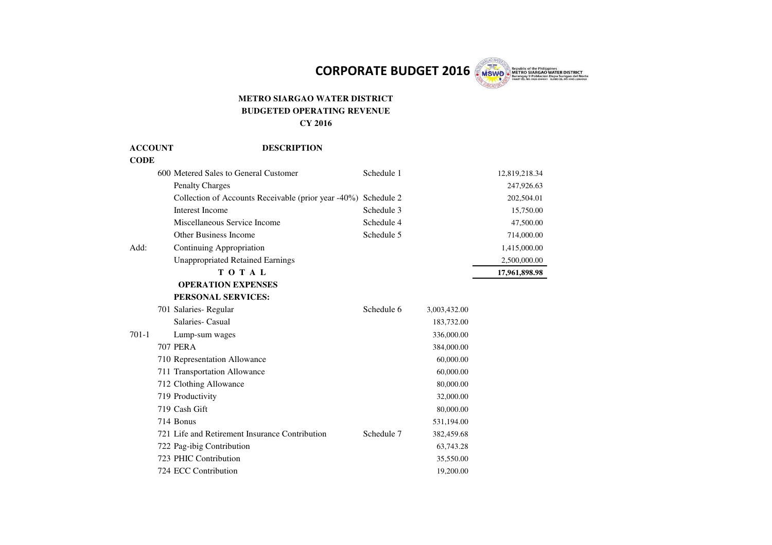# CORPORATE BUDGET 2016

Republic of the Philippines
METRO SIARGAO WATER DISTRICT
Barangay 9 Poblacion Dapa Surigao del Norte

## METRO SIARGAO WATER DISTRICT
## BUDGETED OPERATING REVENUE
## CY 2016

| ACCOUNT CODE | | DESCRIPTION | | | |
|---|---|---|---|---|---|
| | 600 | Metered Sales to General Customer | Schedule 1 | | 12,819,218.34 |
| | | Penalty Charges | | | 247,926.63 |
| | | Collection of Accounts Receivable (prior year -40%) | Schedule 2 | | 202,504.01 |
| | | Interest Income | Schedule 3 | | 15,750.00 |
| | | Miscellaneous Service Income | Schedule 4 | | 47,500.00 |
| | | Other Business Income | Schedule 5 | | 714,000.00 |
| Add: | | Continuing Appropriation | | | 1,415,000.00 |
| | | Unappropriated Retained Earnings | | | 2,500,000.00 |
| | | **T O T A L** | | | **17,961,898.98** |
| | | **OPERATION EXPENSES** | | | |
| | | **PERSONAL SERVICES:** | | | |
| | 701 | Salaries- Regular | Schedule 6 | 3,003,432.00 | |
| | | Salaries- Casual | | 183,732.00 | |
| 701-1 | | Lump-sum wages | | 336,000.00 | |
| | 707 | PERA | | 384,000.00 | |
| | 710 | Representation Allowance | | 60,000.00 | |
| | 711 | Transportation Allowance | | 60,000.00 | |
| | 712 | Clothing Allowance | | 80,000.00 | |
| | 719 | Productivity | | 32,000.00 | |
| | 719 | Cash Gift | | 80,000.00 | |
| | 714 | Bonus | | 531,194.00 | |
| | 721 | Life and Retirement Insurance Contribution | Schedule 7 | 382,459.68 | |
| | 722 | Pag-ibig Contribution | | 63,743.28 | |
| | 723 | PHIC Contribution | | 35,550.00 | |
| | 724 | ECC Contribution | | 19,200.00 | |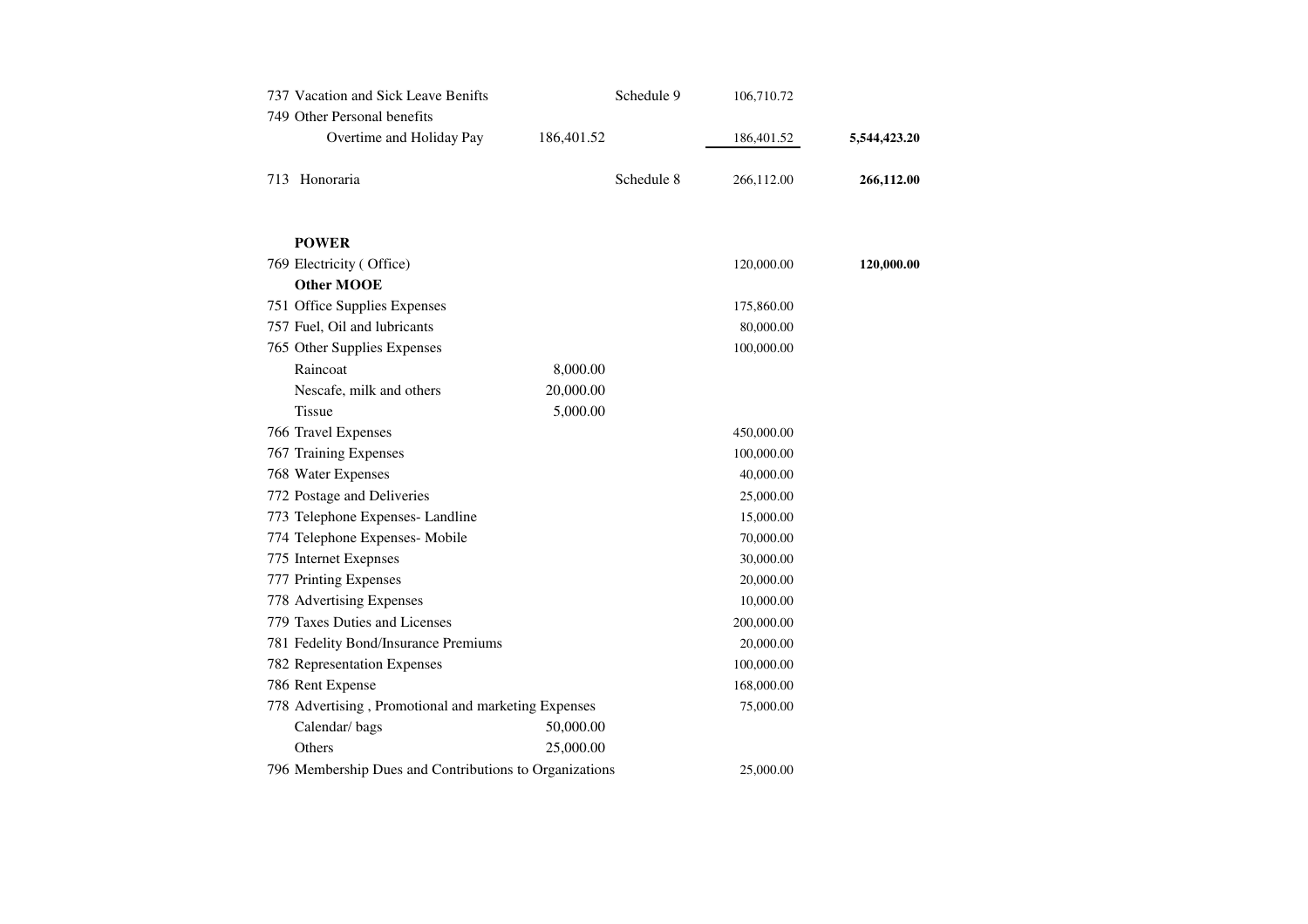| Account | Detail | Schedule | Amount | Total |
|---|---|---|---|---|
| 737 Vacation and Sick Leave Benifts | | Schedule 9 | 106,710.72 | |
| 749 Other Personal benefits | | | | |
| Overtime and Holiday Pay | 186,401.52 | | 186,401.52 | **5,544,423.20** |
| 713 Honoraria | | Schedule 8 | 266,112.00 | **266,112.00** |
| **POWER** | | | | |
| 769 Electricity ( Office) | | | 120,000.00 | **120,000.00** |
| **Other MOOE** | | | | |
| 751 Office Supplies Expenses | | | 175,860.00 | |
| 757 Fuel, Oil and lubricants | | | 80,000.00 | |
| 765 Other Supplies Expenses | | | 100,000.00 | |
| Raincoat | 8,000.00 | | | |
| Nescafe, milk and others | 20,000.00 | | | |
| Tissue | 5,000.00 | | | |
| 766 Travel Expenses | | | 450,000.00 | |
| 767 Training Expenses | | | 100,000.00 | |
| 768 Water Expenses | | | 40,000.00 | |
| 772 Postage and Deliveries | | | 25,000.00 | |
| 773 Telephone Expenses- Landline | | | 15,000.00 | |
| 774 Telephone Expenses- Mobile | | | 70,000.00 | |
| 775 Internet Exepnses | | | 30,000.00 | |
| 777 Printing Expenses | | | 20,000.00 | |
| 778 Advertising Expenses | | | 10,000.00 | |
| 779 Taxes Duties and Licenses | | | 200,000.00 | |
| 781 Fedelity Bond/Insurance Premiums | | | 20,000.00 | |
| 782 Representation Expenses | | | 100,000.00 | |
| 786 Rent Expense | | | 168,000.00 | |
| 778 Advertising , Promotional and marketing Expenses | | | 75,000.00 | |
| Calendar/ bags | 50,000.00 | | | |
| Others | 25,000.00 | | | |
| 796 Membership Dues and Contributions to Organizations | | | 25,000.00 | |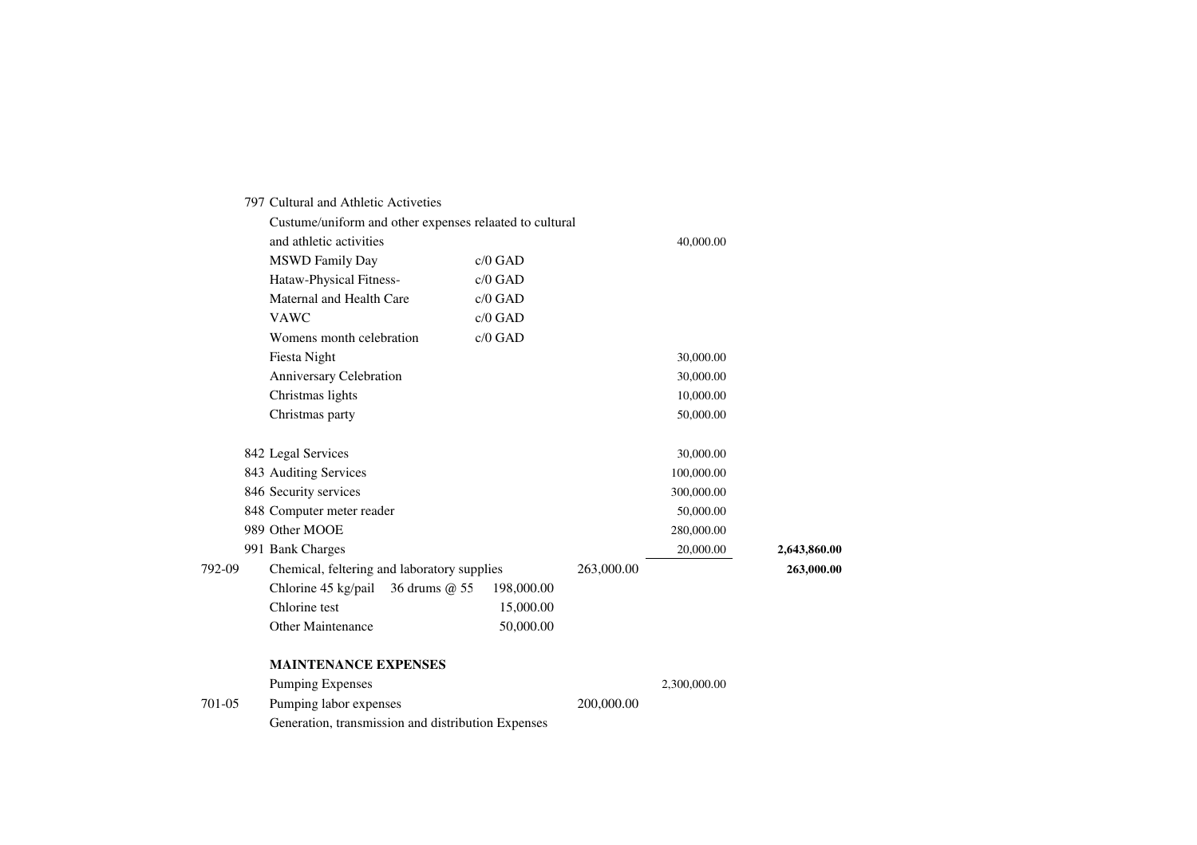| Code | Account | Detail | | Amount | Subtotal | Total |
|---|---|---|---|---|---|---|
| | 797 Cultural and Athletic Activeties | | | | | |
| | Custume/uniform and other expenses relaated to cultural | | | | | |
| | and athletic activities | | | | 40,000.00 | |
| | MSWD Family Day | c/0 GAD | | | | |
| | Hataw-Physical Fitness- | c/0 GAD | | | | |
| | Maternal and Health Care | c/0 GAD | | | | |
| | VAWC | c/0 GAD | | | | |
| | Womens month celebration | c/0 GAD | | | | |
| | Fiesta Night | | | | 30,000.00 | |
| | Anniversary Celebration | | | | 30,000.00 | |
| | Christmas lights | | | | 10,000.00 | |
| | Christmas party | | | | 50,000.00 | |
| | | | | | | |
| | 842 Legal Services | | | | 30,000.00 | |
| | 843 Auditing Services | | | | 100,000.00 | |
| | 846 Security services | | | | 300,000.00 | |
| | 848 Computer meter reader | | | | 50,000.00 | |
| | 989 Other MOOE | | | | 280,000.00 | |
| | 991 Bank Charges | | | | 20,000.00 | **2,643,860.00** |
| 792-09 | Chemical, feltering and laboratory supplies | | | 263,000.00 | | **263,000.00** |
| | Chlorine 45 kg/pail | 36 drums @ 55 | 198,000.00 | | | |
| | Chlorine test | | 15,000.00 | | | |
| | Other Maintenance | | 50,000.00 | | | |
| | | | | | | |
| | **MAINTENANCE EXPENSES** | | | | | |
| | Pumping Expenses | | | | 2,300,000.00 | |
| 701-05 | Pumping labor expenses | | | 200,000.00 | | |
| | Generation, transmission and distribution Expenses | | | | | |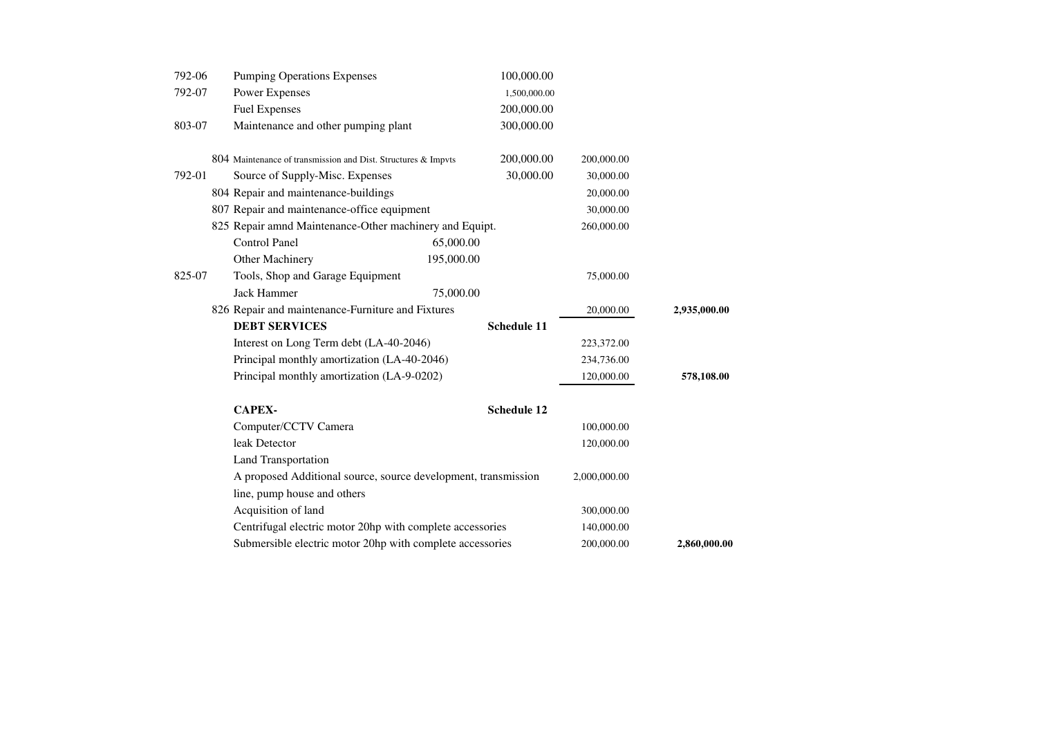| Code | Description | | | | |
|---|---|---|---|---|---|
| 792-06 | Pumping Operations Expenses | | 100,000.00 | | |
| 792-07 | Power Expenses | | 1,500,000.00 | | |
| | Fuel Expenses | | 200,000.00 | | |
| 803-07 | Maintenance and other pumping plant | | 300,000.00 | | |
| 804 | Maintenance of transmission and Dist. Structures & Impvts | | 200,000.00 | 200,000.00 | |
| 792-01 | Source of Supply-Misc. Expenses | | 30,000.00 | 30,000.00 | |
| 804 | Repair and maintenance-buildings | | | 20,000.00 | |
| 807 | Repair and maintenance-office equipment | | | 30,000.00 | |
| 825 | Repair amnd Maintenance-Other machinery and Equipt. | | | 260,000.00 | |
| | Control Panel | 65,000.00 | | | |
| | Other Machinery | 195,000.00 | | | |
| 825-07 | Tools, Shop and Garage Equipment | | | 75,000.00 | |
| | Jack Hammer | 75,000.00 | | | |
| 826 | Repair and maintenance-Furniture and Fixtures | | | 20,000.00 | **2,935,000.00** |
| | **DEBT SERVICES** | | **Schedule 11** | | |
| | Interest on Long Term debt (LA-40-2046) | | | 223,372.00 | |
| | Principal monthly amortization (LA-40-2046) | | | 234,736.00 | |
| | Principal monthly amortization (LA-9-0202) | | | 120,000.00 | **578,108.00** |
| | **CAPEX-** | | **Schedule 12** | | |
| | Computer/CCTV Camera | | | 100,000.00 | |
| | leak Detector | | | 120,000.00 | |
| | Land Transportation | | | | |
| | A proposed Additional source, source development, transmission line, pump house and others | | | 2,000,000.00 | |
| | Acquisition of land | | | 300,000.00 | |
| | Centrifugal electric motor 20hp with complete accessories | | | 140,000.00 | |
| | Submersible electric motor 20hp with complete accessories | | | 200,000.00 | **2,860,000.00** |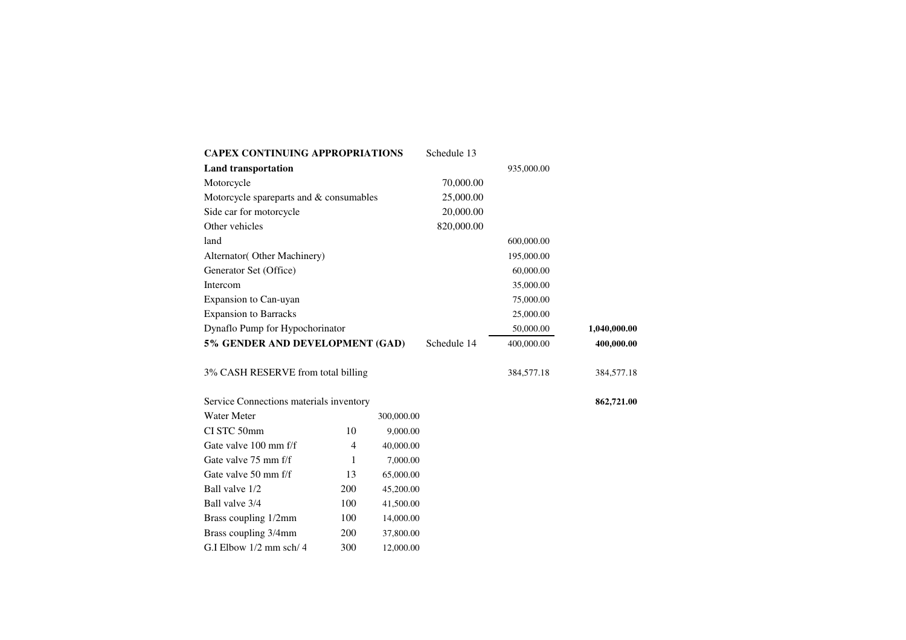| | | | | | |
|---|---|---|---|---|---|
| **CAPEX CONTINUING APPROPRIATIONS** | | | Schedule 13 | | |
| **Land transportation** | | | | 935,000.00 | |
| Motorcycle | | | 70,000.00 | | |
| Motorcycle spareparts and & consumables | | | 25,000.00 | | |
| Side car for motorcycle | | | 20,000.00 | | |
| Other vehicles | | | 820,000.00 | | |
| land | | | | 600,000.00 | |
| Alternator( Other Machinery) | | | | 195,000.00 | |
| Generator Set (Office) | | | | 60,000.00 | |
| Intercom | | | | 35,000.00 | |
| Expansion to Can-uyan | | | | 75,000.00 | |
| Expansion to Barracks | | | | 25,000.00 | |
| Dynaflo Pump for Hypochorinator | | | | 50,000.00 | **1,040,000.00** |
| **5% GENDER AND DEVELOPMENT (GAD)** | | | Schedule 14 | 400,000.00 | **400,000.00** |
| | | | | | |
| 3% CASH RESERVE from total billing | | | | 384,577.18 | 384,577.18 |
| | | | | | |
| Service Connections materials inventory | | | | | **862,721.00** |
| Water Meter | | 300,000.00 | | | |
| CI STC 50mm | 10 | 9,000.00 | | | |
| Gate valve 100 mm f/f | 4 | 40,000.00 | | | |
| Gate valve 75 mm f/f | 1 | 7,000.00 | | | |
| Gate valve 50 mm f/f | 13 | 65,000.00 | | | |
| Ball valve 1/2 | 200 | 45,200.00 | | | |
| Ball valve 3/4 | 100 | 41,500.00 | | | |
| Brass coupling 1/2mm | 100 | 14,000.00 | | | |
| Brass coupling 3/4mm | 200 | 37,800.00 | | | |
| G.I Elbow 1/2 mm sch/ 4 | 300 | 12,000.00 | | | |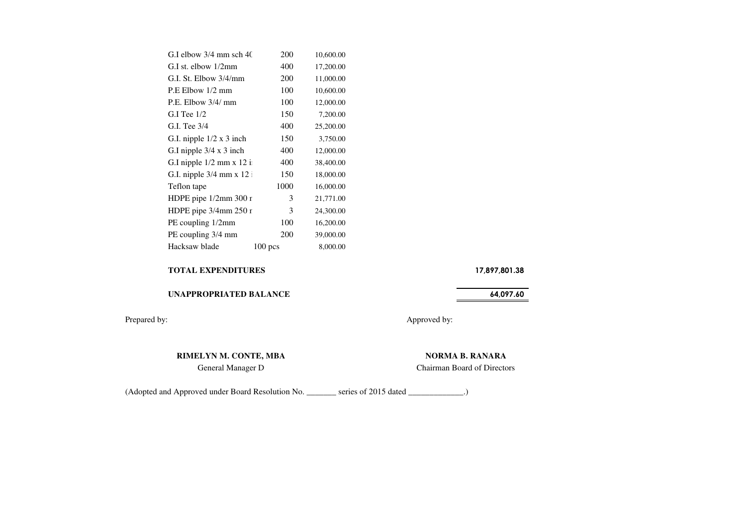| | | |
|---|---|---|
| G.I elbow 3/4 mm sch 4( | 200 | 10,600.00 |
| G.I st. elbow 1/2mm | 400 | 17,200.00 |
| G.I. St. Elbow 3/4/mm | 200 | 11,000.00 |
| P.E Elbow 1/2 mm | 100 | 10,600.00 |
| P.E. Elbow 3/4/ mm | 100 | 12,000.00 |
| G.I Tee 1/2 | 150 | 7,200.00 |
| G.I. Tee 3/4 | 400 | 25,200.00 |
| G.I. nipple 1/2 x 3 inch | 150 | 3,750.00 |
| G.I nipple 3/4 x 3 inch | 400 | 12,000.00 |
| G.I nipple 1/2 mm x 12 i | 400 | 38,400.00 |
| G.I. nipple 3/4 mm x 12 i | 150 | 18,000.00 |
| Teflon tape | 1000 | 16,000.00 |
| HDPE pipe 1/2mm 300 r | 3 | 21,771.00 |
| HDPE pipe 3/4mm 250 r | 3 | 24,300.00 |
| PE coupling 1/2mm | 100 | 16,200.00 |
| PE coupling 3/4 mm | 200 | 39,000.00 |
| Hacksaw blade | 100 pcs | 8,000.00 |

**TOTAL EXPENDITURES** 17,897,801.38

**UNAPPROPRIATED BALANCE** 64,097.60

Prepared by:

**RIMELYN M. CONTE, MBA**
General Manager D

Approved by:

**NORMA B. RANARA**
Chairman Board of Directors

(Adopted and Approved under Board Resolution No. _______ series of 2015 dated _____________.)